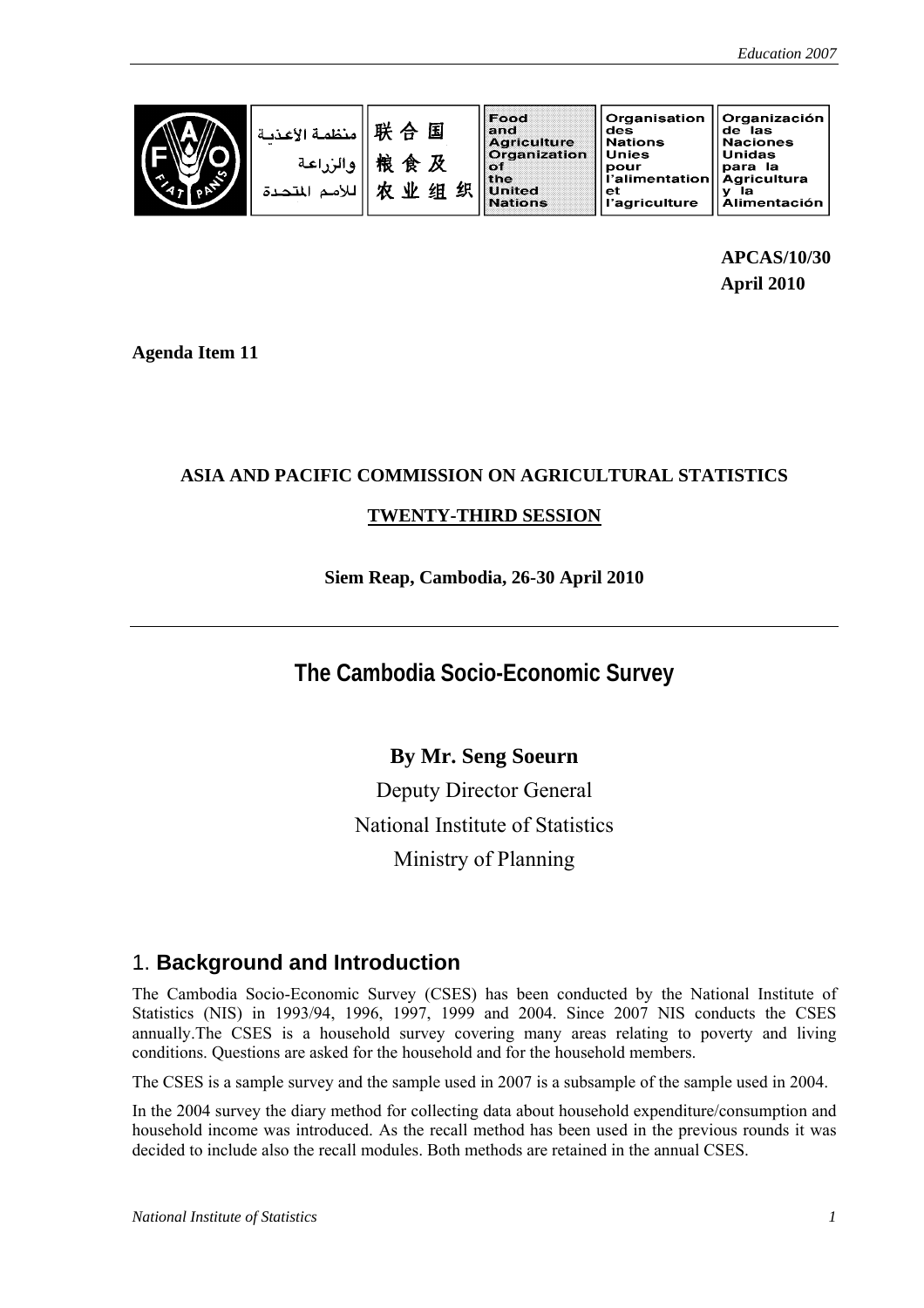| منظمة الأغذية والزراعة للأمم المتحدة | 联合国粮食及农业组织 | Food and Agriculture Organization of the United Nations | Organisation des Nations Unies pour l'alimentation et l'agriculture | Organización de las Naciones Unidas para la Agricultura y la Alimentación |
|---|---|---|---|---|

**APCAS/10/30**
**April 2010**

**Agenda Item 11**

**ASIA AND PACIFIC COMMISSION ON AGRICULTURAL STATISTICS**

**TWENTY-THIRD SESSION**

**Siem Reap, Cambodia, 26-30 April 2010**

# The Cambodia Socio-Economic Survey

**By Mr. Seng Soeurn**

Deputy Director General

National Institute of Statistics

Ministry of Planning

## 1. Background and Introduction

The Cambodia Socio-Economic Survey (CSES) has been conducted by the National Institute of Statistics (NIS) in 1993/94, 1996, 1997, 1999 and 2004. Since 2007 NIS conducts the CSES annually.The CSES is a household survey covering many areas relating to poverty and living conditions. Questions are asked for the household and for the household members.

The CSES is a sample survey and the sample used in 2007 is a subsample of the sample used in 2004.

In the 2004 survey the diary method for collecting data about household expenditure/consumption and household income was introduced. As the recall method has been used in the previous rounds it was decided to include also the recall modules. Both methods are retained in the annual CSES.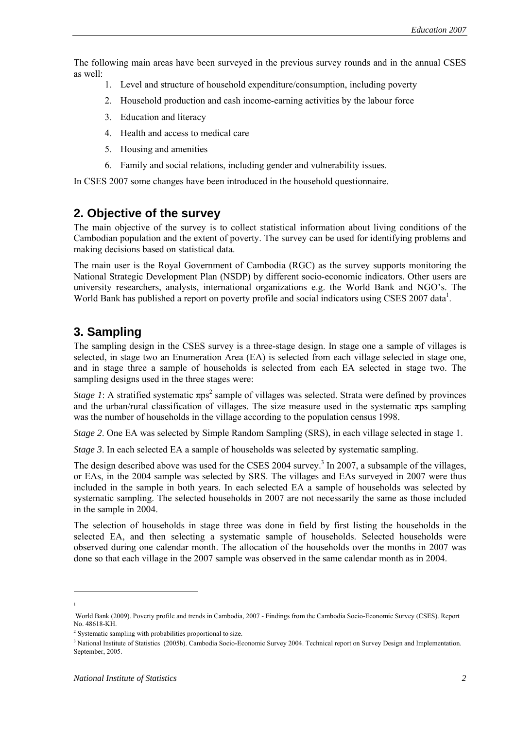The following main areas have been surveyed in the previous survey rounds and in the annual CSES as well:

1. Level and structure of household expenditure/consumption, including poverty
2. Household production and cash income-earning activities by the labour force
3. Education and literacy
4. Health and access to medical care
5. Housing and amenities
6. Family and social relations, including gender and vulnerability issues.

In CSES 2007 some changes have been introduced in the household questionnaire.

## 2. Objective of the survey

The main objective of the survey is to collect statistical information about living conditions of the Cambodian population and the extent of poverty. The survey can be used for identifying problems and making decisions based on statistical data.

The main user is the Royal Government of Cambodia (RGC) as the survey supports monitoring the National Strategic Development Plan (NSDP) by different socio-economic indicators. Other users are university researchers, analysts, international organizations e.g. the World Bank and NGO's. The World Bank has published a report on poverty profile and social indicators using CSES 2007 data[1].

## 3. Sampling

The sampling design in the CSES survey is a three-stage design. In stage one a sample of villages is selected, in stage two an Enumeration Area (EA) is selected from each village selected in stage one, and in stage three a sample of households is selected from each EA selected in stage two. The sampling designs used in the three stages were:

*Stage 1*: A stratified systematic πps[2] sample of villages was selected. Strata were defined by provinces and the urban/rural classification of villages. The size measure used in the systematic πps sampling was the number of households in the village according to the population census 1998.

*Stage 2*. One EA was selected by Simple Random Sampling (SRS), in each village selected in stage 1.

*Stage 3*. In each selected EA a sample of households was selected by systematic sampling.

The design described above was used for the CSES 2004 survey.[3] In 2007, a subsample of the villages, or EAs, in the 2004 sample was selected by SRS. The villages and EAs surveyed in 2007 were thus included in the sample in both years. In each selected EA a sample of households was selected by systematic sampling. The selected households in 2007 are not necessarily the same as those included in the sample in 2004.

The selection of households in stage three was done in field by first listing the households in the selected EA, and then selecting a systematic sample of households. Selected households were observed during one calendar month. The allocation of the households over the months in 2007 was done so that each village in the 2007 sample was observed in the same calendar month as in 2004.

---

[1] World Bank (2009). Poverty profile and trends in Cambodia, 2007 - Findings from the Cambodia Socio-Economic Survey (CSES). Report No. 48618-KH.

[2] Systematic sampling with probabilities proportional to size.

[3] National Institute of Statistics (2005b). Cambodia Socio-Economic Survey 2004. Technical report on Survey Design and Implementation. September, 2005.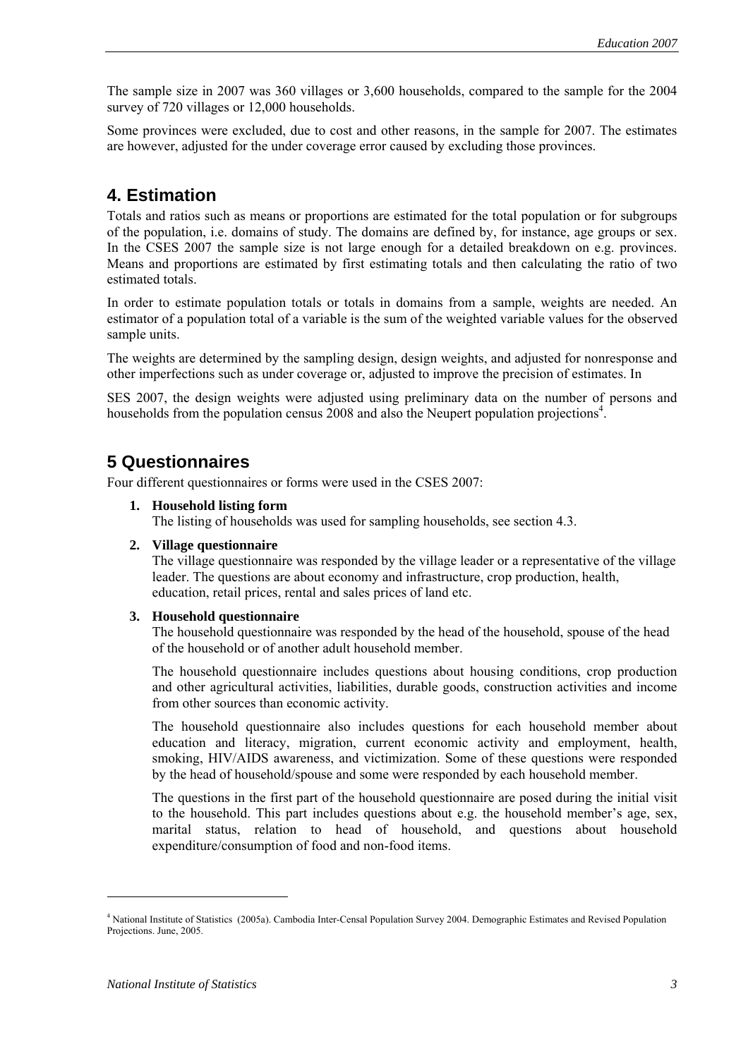The sample size in 2007 was 360 villages or 3,600 households, compared to the sample for the 2004 survey of 720 villages or 12,000 households.

Some provinces were excluded, due to cost and other reasons, in the sample for 2007. The estimates are however, adjusted for the under coverage error caused by excluding those provinces.

## 4. Estimation

Totals and ratios such as means or proportions are estimated for the total population or for subgroups of the population, i.e. domains of study. The domains are defined by, for instance, age groups or sex. In the CSES 2007 the sample size is not large enough for a detailed breakdown on e.g. provinces. Means and proportions are estimated by first estimating totals and then calculating the ratio of two estimated totals.

In order to estimate population totals or totals in domains from a sample, weights are needed. An estimator of a population total of a variable is the sum of the weighted variable values for the observed sample units.

The weights are determined by the sampling design, design weights, and adjusted for nonresponse and other imperfections such as under coverage or, adjusted to improve the precision of estimates. In

SES 2007, the design weights were adjusted using preliminary data on the number of persons and households from the population census 2008 and also the Neupert population projections[4].

## 5 Questionnaires

Four different questionnaires or forms were used in the CSES 2007:

1. **Household listing form**
   The listing of households was used for sampling households, see section 4.3.

2. **Village questionnaire**
   The village questionnaire was responded by the village leader or a representative of the village leader. The questions are about economy and infrastructure, crop production, health, education, retail prices, rental and sales prices of land etc.

3. **Household questionnaire**
   The household questionnaire was responded by the head of the household, spouse of the head of the household or of another adult household member.

   The household questionnaire includes questions about housing conditions, crop production and other agricultural activities, liabilities, durable goods, construction activities and income from other sources than economic activity.

   The household questionnaire also includes questions for each household member about education and literacy, migration, current economic activity and employment, health, smoking, HIV/AIDS awareness, and victimization. Some of these questions were responded by the head of household/spouse and some were responded by each household member.

   The questions in the first part of the household questionnaire are posed during the initial visit to the household. This part includes questions about e.g. the household member's age, sex, marital status, relation to head of household, and questions about household expenditure/consumption of food and non-food items.

---

[4] National Institute of Statistics (2005a). Cambodia Inter-Censal Population Survey 2004. Demographic Estimates and Revised Population Projections. June, 2005.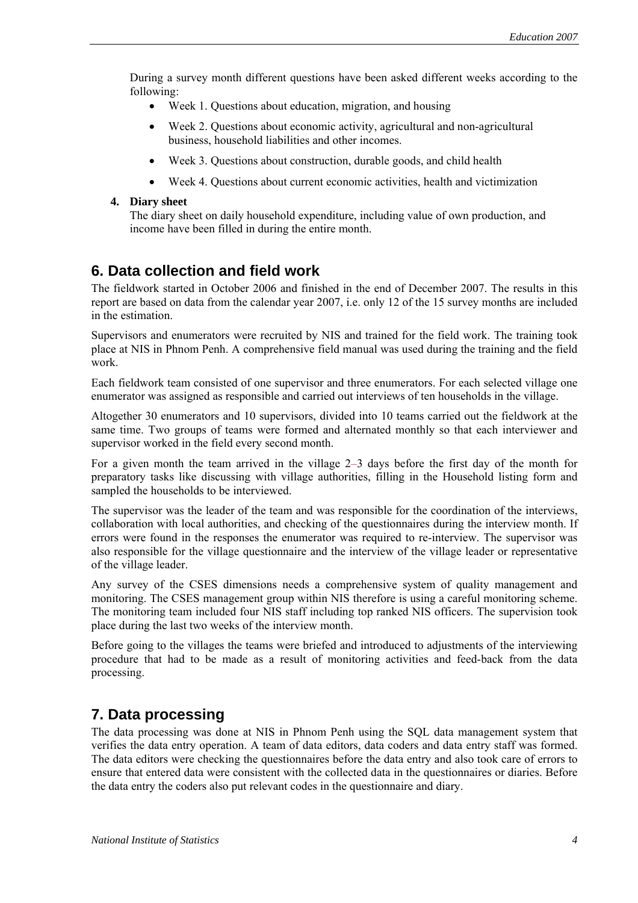During a survey month different questions have been asked different weeks according to the following:

- Week 1. Questions about education, migration, and housing
- Week 2. Questions about economic activity, agricultural and non-agricultural business, household liabilities and other incomes.
- Week 3. Questions about construction, durable goods, and child health
- Week 4. Questions about current economic activities, health and victimization

4. **Diary sheet**
   The diary sheet on daily household expenditure, including value of own production, and income have been filled in during the entire month.

## 6. Data collection and field work

The fieldwork started in October 2006 and finished in the end of December 2007. The results in this report are based on data from the calendar year 2007, i.e. only 12 of the 15 survey months are included in the estimation.

Supervisors and enumerators were recruited by NIS and trained for the field work. The training took place at NIS in Phnom Penh. A comprehensive field manual was used during the training and the field work.

Each fieldwork team consisted of one supervisor and three enumerators. For each selected village one enumerator was assigned as responsible and carried out interviews of ten households in the village.

Altogether 30 enumerators and 10 supervisors, divided into 10 teams carried out the fieldwork at the same time. Two groups of teams were formed and alternated monthly so that each interviewer and supervisor worked in the field every second month.

For a given month the team arrived in the village 2–3 days before the first day of the month for preparatory tasks like discussing with village authorities, filling in the Household listing form and sampled the households to be interviewed.

The supervisor was the leader of the team and was responsible for the coordination of the interviews, collaboration with local authorities, and checking of the questionnaires during the interview month. If errors were found in the responses the enumerator was required to re-interview. The supervisor was also responsible for the village questionnaire and the interview of the village leader or representative of the village leader.

Any survey of the CSES dimensions needs a comprehensive system of quality management and monitoring. The CSES management group within NIS therefore is using a careful monitoring scheme. The monitoring team included four NIS staff including top ranked NIS officers. The supervision took place during the last two weeks of the interview month.

Before going to the villages the teams were briefed and introduced to adjustments of the interviewing procedure that had to be made as a result of monitoring activities and feed-back from the data processing.

## 7. Data processing

The data processing was done at NIS in Phnom Penh using the SQL data management system that verifies the data entry operation. A team of data editors, data coders and data entry staff was formed. The data editors were checking the questionnaires before the data entry and also took care of errors to ensure that entered data were consistent with the collected data in the questionnaires or diaries. Before the data entry the coders also put relevant codes in the questionnaire and diary.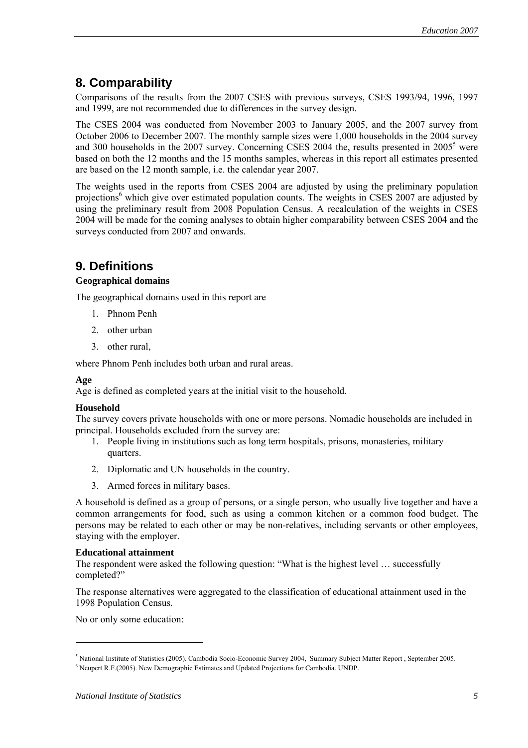## 8. Comparability

Comparisons of the results from the 2007 CSES with previous surveys, CSES 1993/94, 1996, 1997 and 1999, are not recommended due to differences in the survey design.

The CSES 2004 was conducted from November 2003 to January 2005, and the 2007 survey from October 2006 to December 2007. The monthly sample sizes were 1,000 households in the 2004 survey and 300 households in the 2007 survey. Concerning CSES 2004 the, results presented in 2005[5] were based on both the 12 months and the 15 months samples, whereas in this report all estimates presented are based on the 12 month sample, i.e. the calendar year 2007.

The weights used in the reports from CSES 2004 are adjusted by using the preliminary population projections[6] which give over estimated population counts. The weights in CSES 2007 are adjusted by using the preliminary result from 2008 Population Census. A recalculation of the weights in CSES 2004 will be made for the coming analyses to obtain higher comparability between CSES 2004 and the surveys conducted from 2007 and onwards.

## 9. Definitions

**Geographical domains**

The geographical domains used in this report are

1. Phnom Penh
2. other urban
3. other rural,

where Phnom Penh includes both urban and rural areas.

**Age**

Age is defined as completed years at the initial visit to the household.

**Household**

The survey covers private households with one or more persons. Nomadic households are included in principal. Households excluded from the survey are:

1. People living in institutions such as long term hospitals, prisons, monasteries, military quarters.
2. Diplomatic and UN households in the country.
3. Armed forces in military bases.

A household is defined as a group of persons, or a single person, who usually live together and have a common arrangements for food, such as using a common kitchen or a common food budget. The persons may be related to each other or may be non-relatives, including servants or other employees, staying with the employer.

**Educational attainment**

The respondent were asked the following question: "What is the highest level … successfully completed?"

The response alternatives were aggregated to the classification of educational attainment used in the 1998 Population Census.

No or only some education:

---

[5] National Institute of Statistics (2005). Cambodia Socio-Economic Survey 2004, Summary Subject Matter Report , September 2005.

[6] Neupert R.F.(2005). New Demographic Estimates and Updated Projections for Cambodia. UNDP.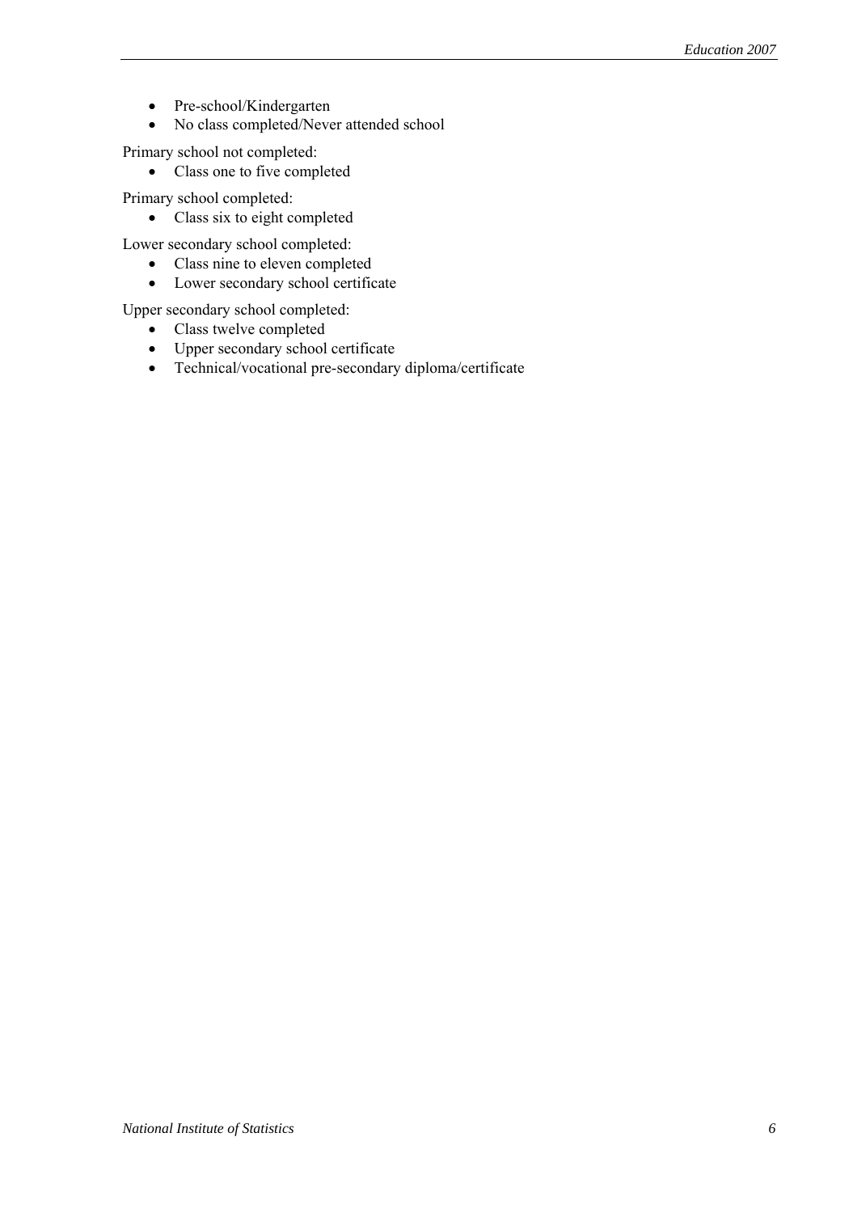- Pre-school/Kindergarten
- No class completed/Never attended school

Primary school not completed:

- Class one to five completed

Primary school completed:

- Class six to eight completed

Lower secondary school completed:

- Class nine to eleven completed
- Lower secondary school certificate

Upper secondary school completed:

- Class twelve completed
- Upper secondary school certificate
- Technical/vocational pre-secondary diploma/certificate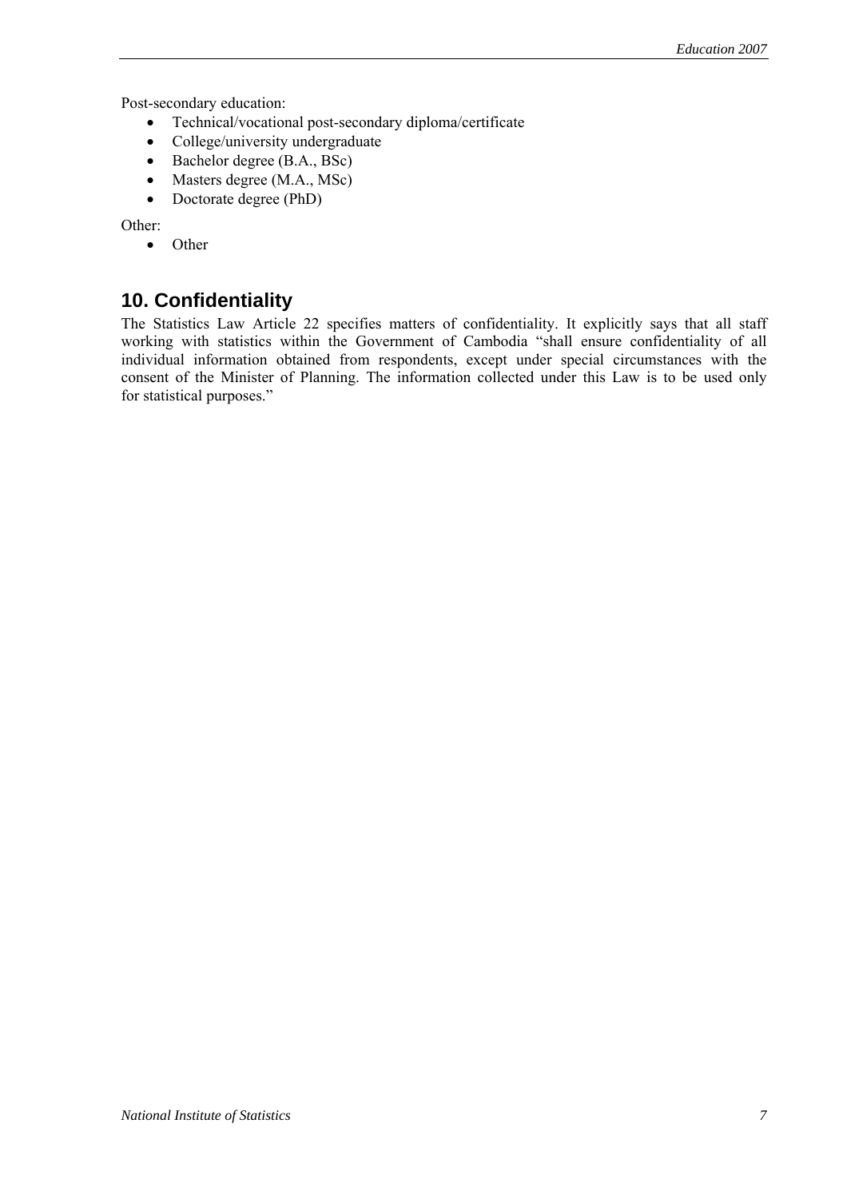Post-secondary education:

- Technical/vocational post-secondary diploma/certificate
- College/university undergraduate
- Bachelor degree (B.A., BSc)
- Masters degree (M.A., MSc)
- Doctorate degree (PhD)

Other:

- Other

## 10. Confidentiality

The Statistics Law Article 22 specifies matters of confidentiality. It explicitly says that all staff working with statistics within the Government of Cambodia "shall ensure confidentiality of all individual information obtained from respondents, except under special circumstances with the consent of the Minister of Planning. The information collected under this Law is to be used only for statistical purposes."